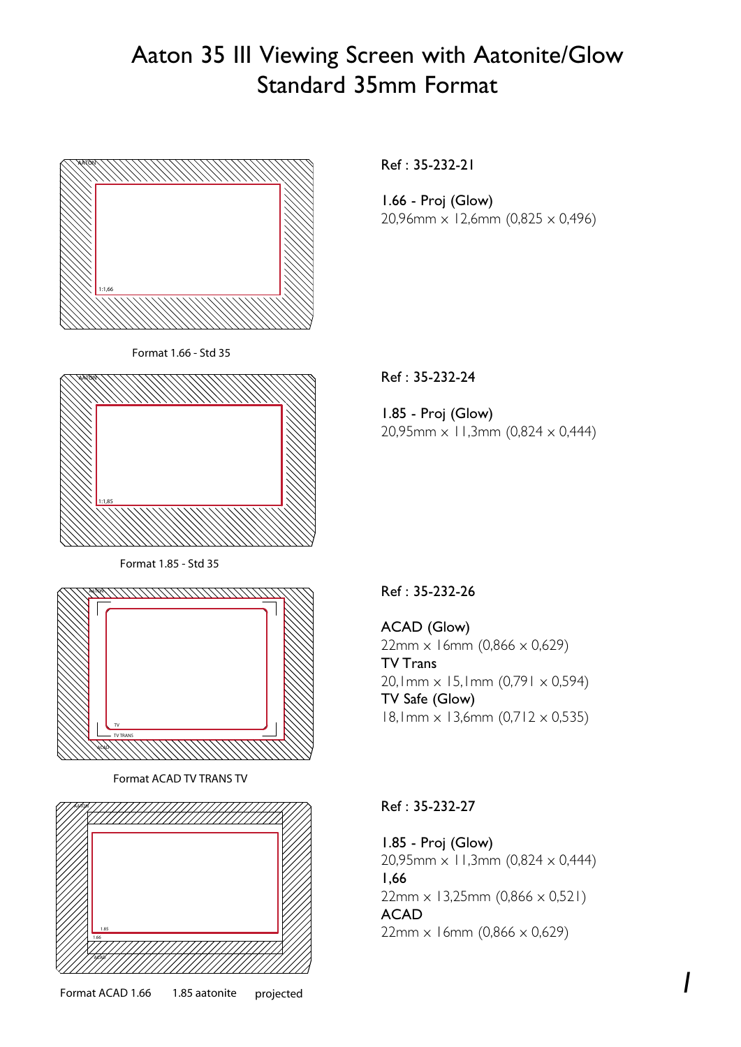# Aaton 35 III Viewing Screen with Aatonite/Glow Standard 35mm Format

Format 1.66 - Std 35

Ref : 35-232-21

1.66 - Proj (Glow)
20,96mm × 12,6mm (0,825 × 0,496)

Format 1.85 - Std 35

Ref : 35-232-24

1.85 - Proj (Glow)
20,95mm × 11,3mm (0,824 × 0,444)

Format ACAD TV TRANS TV

Ref : 35-232-26

ACAD (Glow)
22mm × 16mm (0,866 × 0,629)
TV Trans
20,1mm × 15,1mm (0,791 × 0,594)
TV Safe (Glow)
18,1mm × 13,6mm (0,712 × 0,535)

Format ACAD 1.66 1.85 aatonite projected

Ref : 35-232-27

1.85 - Proj (Glow)
20,95mm × 11,3mm (0,824 × 0,444)
1,66
22mm × 13,25mm (0,866 × 0,521)
ACAD
22mm × 16mm (0,866 × 0,629)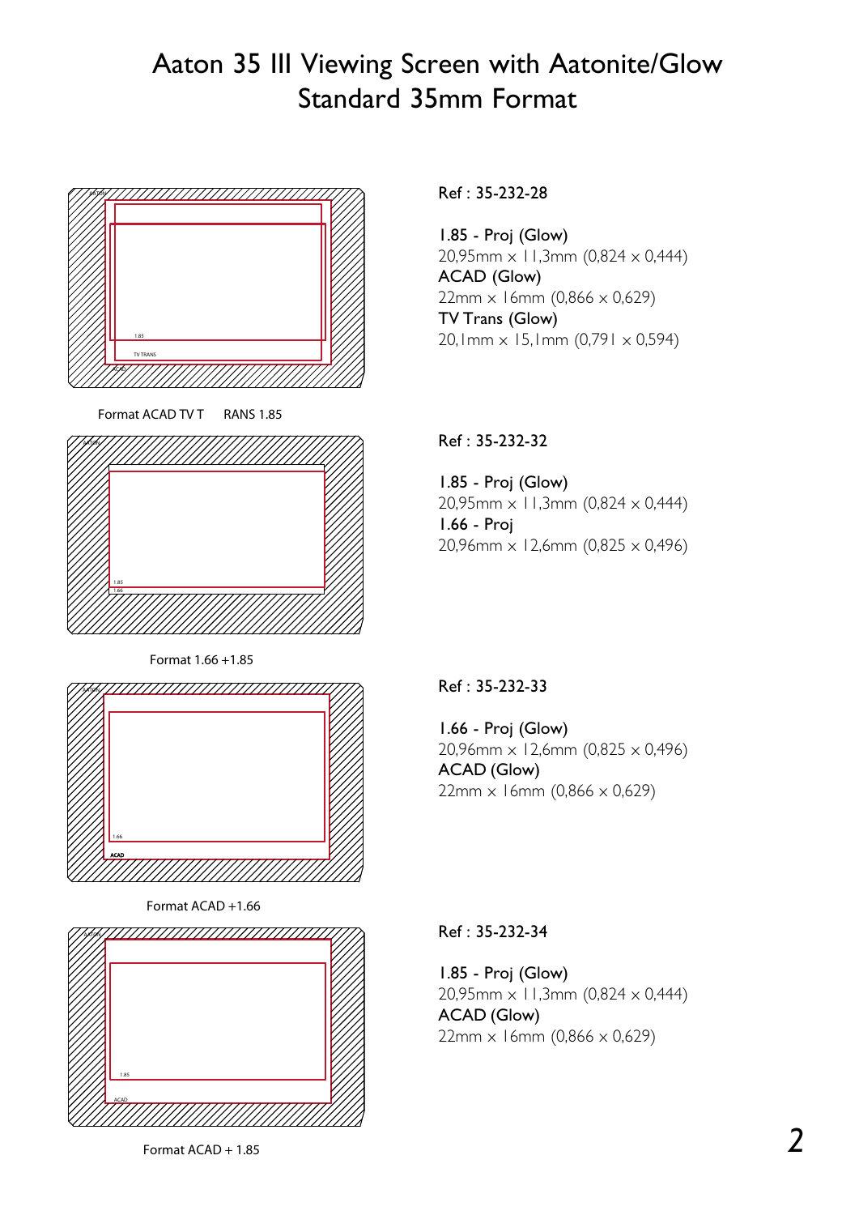# Aaton 35 III Viewing Screen with Aatonite/Glow
# Standard 35mm Format

Format ACAD TV T RANS 1.85

Ref : 35-232-28

1.85 - Proj (Glow)
20,95mm × 11,3mm (0,824 × 0,444)
ACAD (Glow)
22mm × 16mm (0,866 × 0,629)
TV Trans (Glow)
20,1mm × 15,1mm (0,791 × 0,594)

Format 1.66 +1.85

Ref : 35-232-32

1.85 - Proj (Glow)
20,95mm × 11,3mm (0,824 × 0,444)
1.66 - Proj
20,96mm × 12,6mm (0,825 × 0,496)

Format ACAD +1.66

Ref : 35-232-33

1.66 - Proj (Glow)
20,96mm × 12,6mm (0,825 × 0,496)
ACAD (Glow)
22mm × 16mm (0,866 × 0,629)

Format ACAD + 1.85

Ref : 35-232-34

1.85 - Proj (Glow)
20,95mm × 11,3mm (0,824 × 0,444)
ACAD (Glow)
22mm × 16mm (0,866 × 0,629)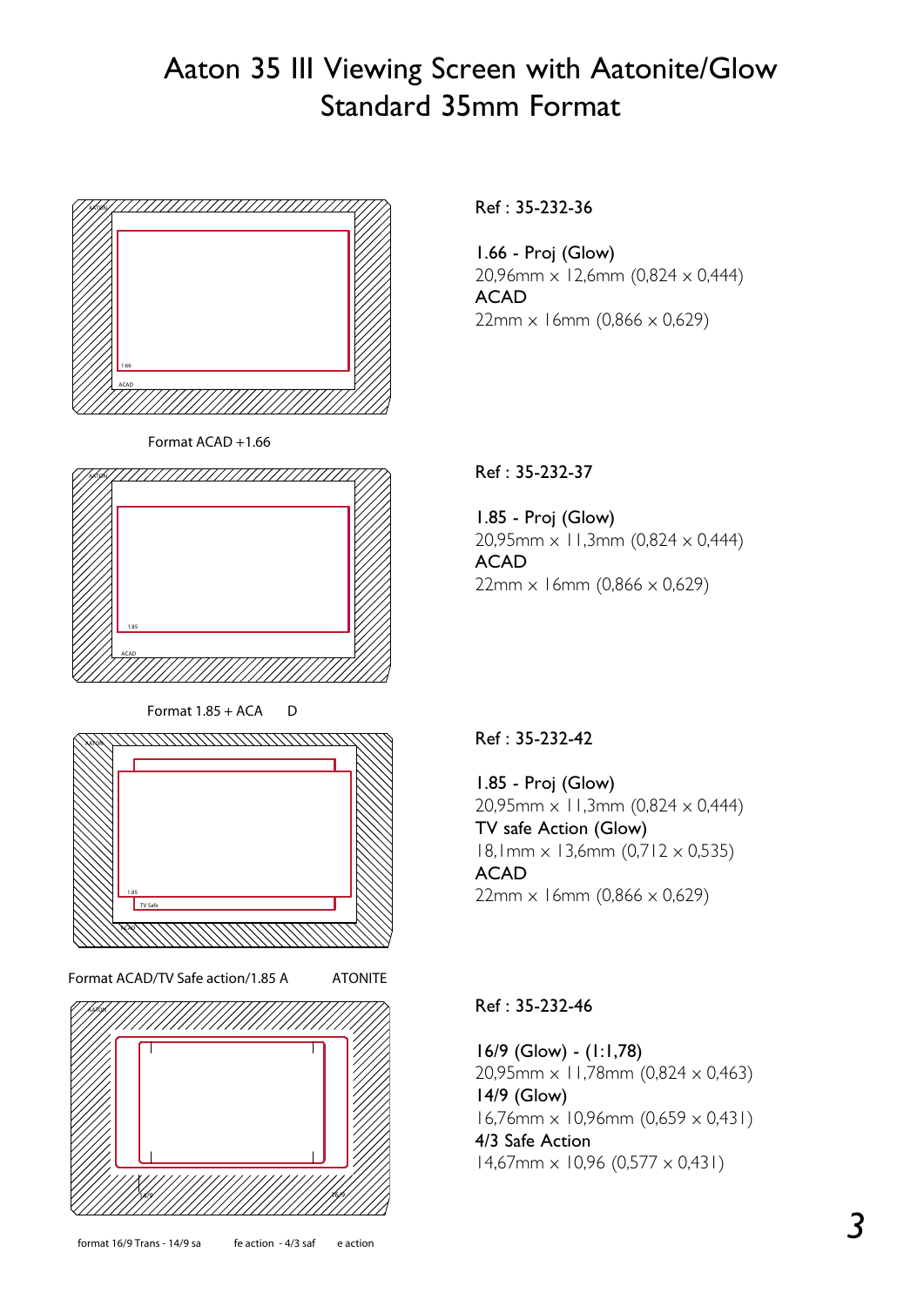# Aaton 35 III Viewing Screen with Aatonite/Glow Standard 35mm Format

Format ACAD +1.66

Ref : 35-232-36

1.66 - Proj (Glow)
20,96mm × 12,6mm (0,824 × 0,444)
ACAD
22mm × 16mm (0,866 × 0,629)

Format 1.85 + ACA D

Ref : 35-232-37

1.85 - Proj (Glow)
20,95mm × 11,3mm (0,824 × 0,444)
ACAD
22mm × 16mm (0,866 × 0,629)

Format ACAD/TV Safe action/1.85 A ATONITE

Ref : 35-232-42

1.85 - Proj (Glow)
20,95mm × 11,3mm (0,824 × 0,444)
TV safe Action (Glow)
18,1mm × 13,6mm (0,712 × 0,535)
ACAD
22mm × 16mm (0,866 × 0,629)

format 16/9 Trans - 14/9 sa fe action - 4/3 saf e action

Ref : 35-232-46

16/9 (Glow) - (1:1,78)
20,95mm × 11,78mm (0,824 × 0,463)
14/9 (Glow)
16,76mm × 10,96mm (0,659 × 0,431)
4/3 Safe Action
14,67mm × 10,96 (0,577 × 0,431)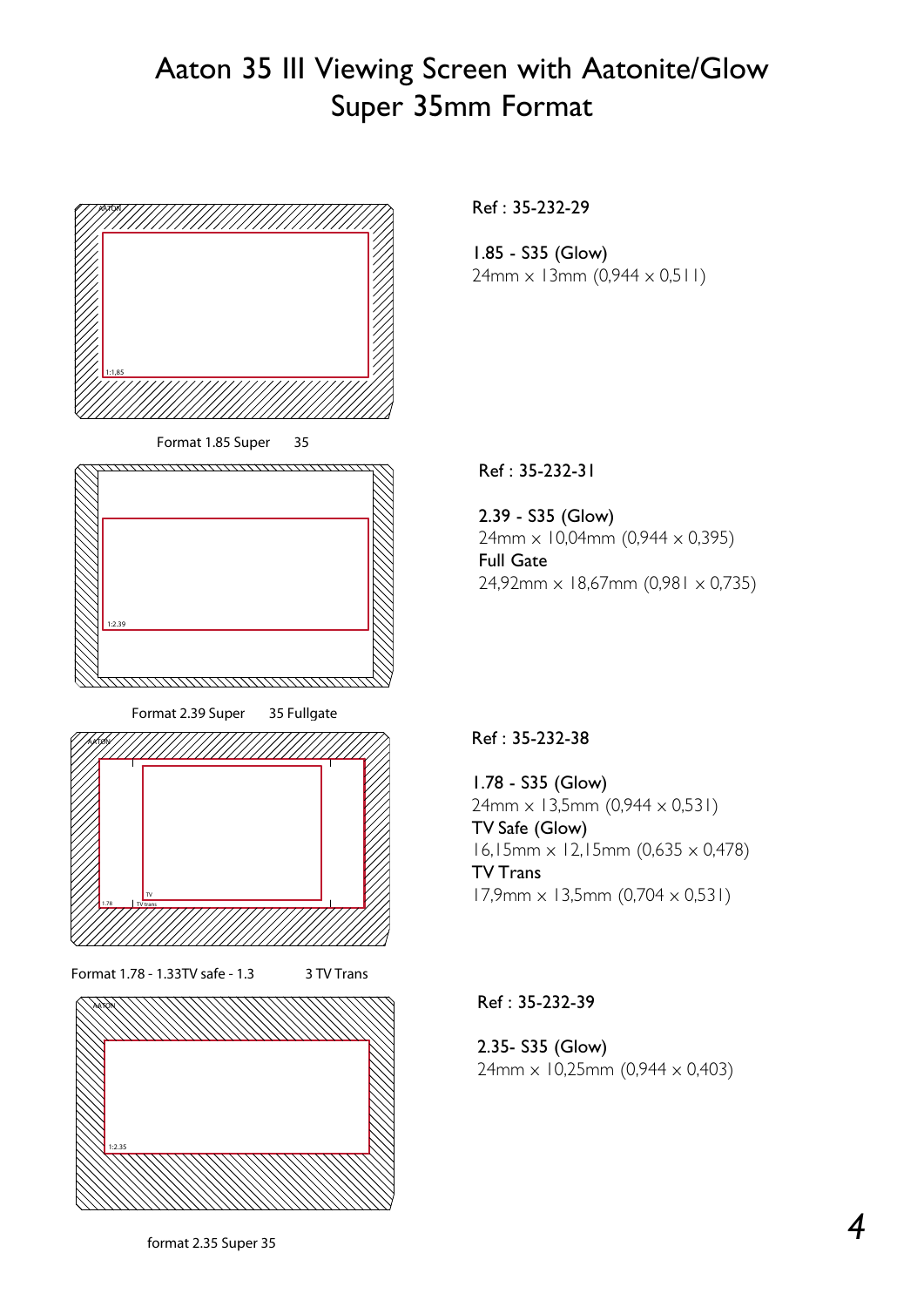# Aaton 35 III Viewing Screen with Aatonite/Glow
## Super 35mm Format

Format 1.85 Super 35

**Ref : 35-232-29**

**1.85 - S35 (Glow)**
24mm × 13mm (0,944 × 0,511)

Format 2.39 Super 35 Fullgate

**Ref : 35-232-31**

**2.39 - S35 (Glow)**
24mm × 10,04mm (0,944 × 0,395)
**Full Gate**
24,92mm × 18,67mm (0,981 × 0,735)

Format 1.78 - 1.33TV safe - 1.33 TV Trans

**Ref : 35-232-38**

**1.78 - S35 (Glow)**
24mm × 13,5mm (0,944 × 0,531)
**TV Safe (Glow)**
16,15mm × 12,15mm (0,635 × 0,478)
**TV Trans**
17,9mm × 13,5mm (0,704 × 0,531)

format 2.35 Super 35

**Ref : 35-232-39**

**2.35- S35 (Glow)**
24mm × 10,25mm (0,944 × 0,403)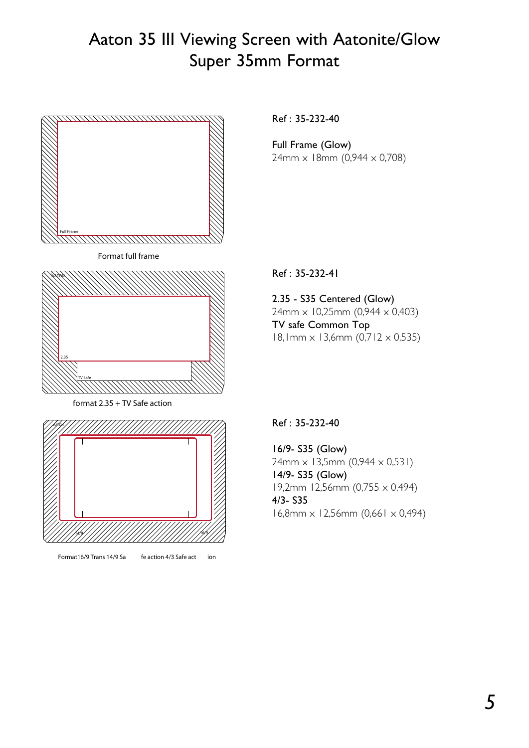# Aaton 35 III Viewing Screen with Aatonite/Glow Super 35mm Format

Full Frame

Format full frame

Ref : 35-232-40

Full Frame (Glow)
24mm × 18mm (0,944 × 0,708)

AATON

2.35

TV Safe

format 2.35 + TV Safe action

Ref : 35-232-41

2.35 - S35 Centered (Glow)
24mm × 10,25mm (0,944 × 0,403)
TV safe Common Top
18,1mm × 13,6mm (0,712 × 0,535)

AATON

14/9

16/9

Format16/9 Trans 14/9 Sa fe action 4/3 Safe act ion

Ref : 35-232-40

16/9- S35 (Glow)
24mm × 13,5mm (0,944 × 0,531)
14/9- S35 (Glow)
19,2mm 12,56mm (0,755 × 0,494)
4/3- S35
16,8mm × 12,56mm (0,661 × 0,494)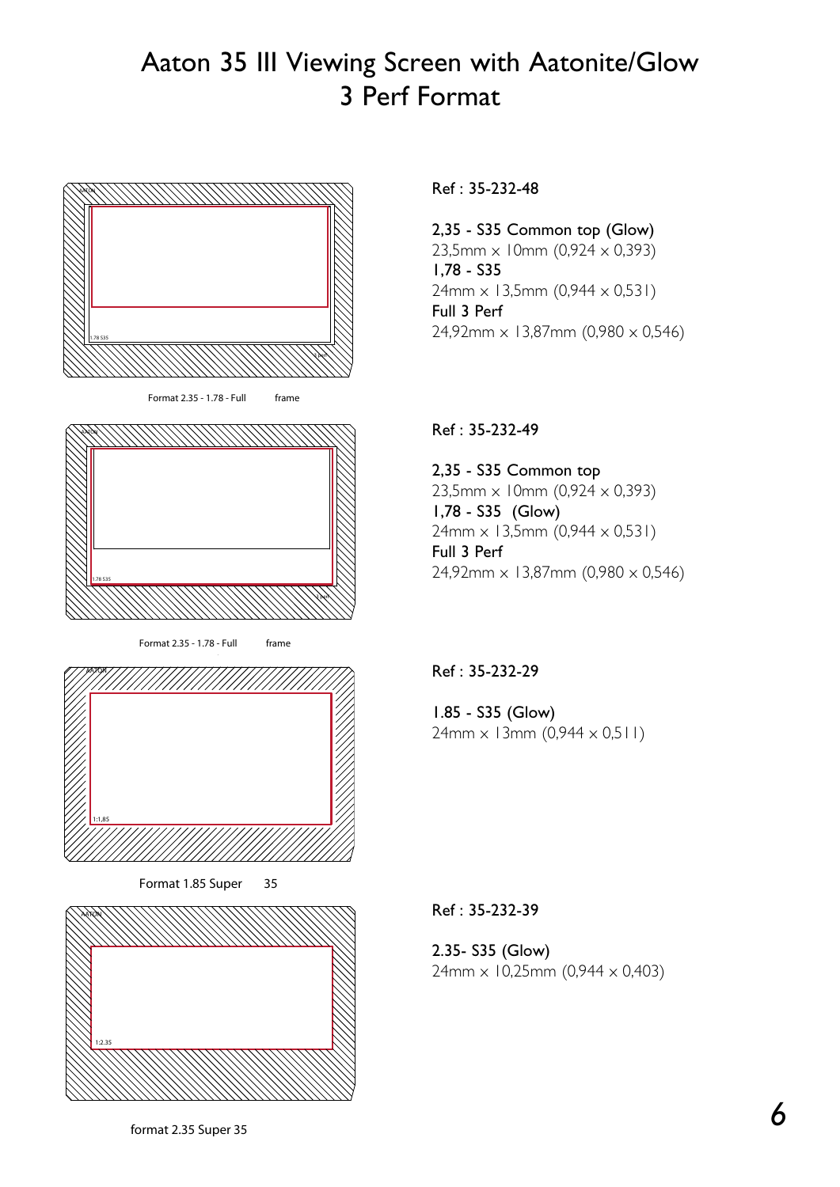# Aaton 35 III Viewing Screen with Aatonite/Glow
# 3 Perf Format

Format 2.35 - 1.78 - Full frame

Ref : 35-232-48

**2,35 - S35 Common top (Glow)**
23,5mm × 10mm (0,924 × 0,393)
**1,78 - S35**
24mm × 13,5mm (0,944 × 0,531)
**Full 3 Perf**
24,92mm × 13,87mm (0,980 × 0,546)

Format 2.35 - 1.78 - Full frame

Ref : 35-232-49

**2,35 - S35 Common top**
23,5mm × 10mm (0,924 × 0,393)
**1,78 - S35 (Glow)**
24mm × 13,5mm (0,944 × 0,531)
**Full 3 Perf**
24,92mm × 13,87mm (0,980 × 0,546)

Format 1.85 Super 35

Ref : 35-232-29

**1.85 - S35 (Glow)**
24mm × 13mm (0,944 × 0,511)

format 2.35 Super 35

Ref : 35-232-39

**2.35- S35 (Glow)**
24mm × 10,25mm (0,944 × 0,403)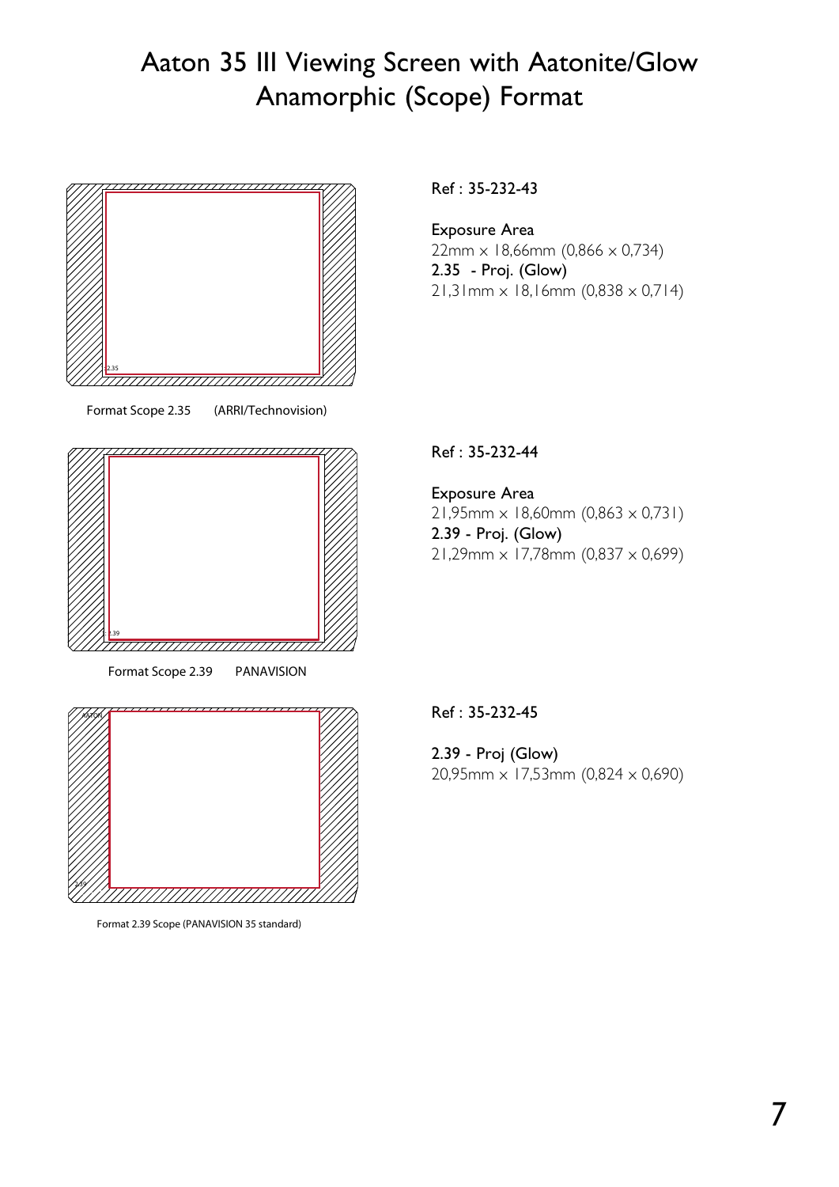# Aaton 35 III Viewing Screen with Aatonite/Glow Anamorphic (Scope) Format

2.35

Format Scope 2.35 (ARRI/Technovision)

Ref : 35-232-43

Exposure Area
22mm × 18,66mm (0,866 × 0,734)
2.35 - Proj. (Glow)
21,31mm × 18,16mm (0,838 × 0,714)

2.39

Format Scope 2.39 PANAVISION

Ref : 35-232-44

Exposure Area
21,95mm × 18,60mm (0,863 × 0,731)
2.39 - Proj. (Glow)
21,29mm × 17,78mm (0,837 × 0,699)

AATON

2.39

Format 2.39 Scope (PANAVISION 35 standard)

Ref : 35-232-45

2.39 - Proj (Glow)
20,95mm × 17,53mm (0,824 × 0,690)